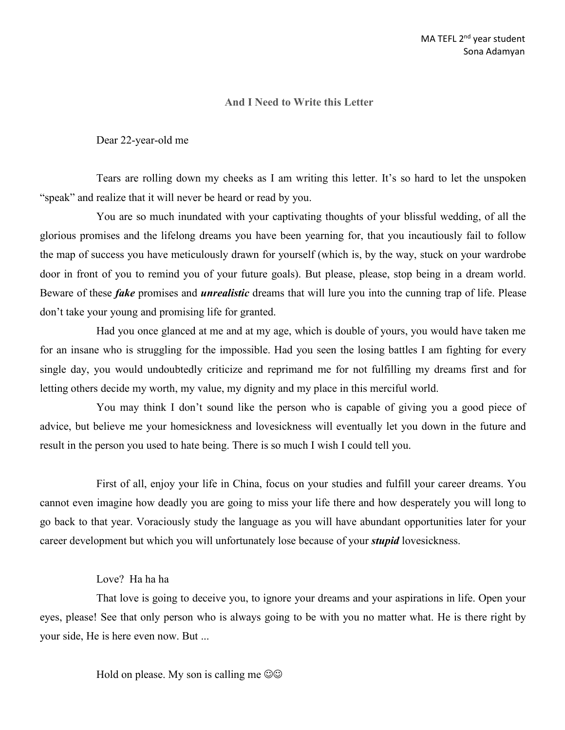MA TEFL 2nd year student
Sona Adamyan

## And I Need to Write this Letter

Dear 22-year-old me

Tears are rolling down my cheeks as I am writing this letter. It's so hard to let the unspoken "speak" and realize that it will never be heard or read by you.

You are so much inundated with your captivating thoughts of your blissful wedding, of all the glorious promises and the lifelong dreams you have been yearning for, that you incautiously fail to follow the map of success you have meticulously drawn for yourself (which is, by the way, stuck on your wardrobe door in front of you to remind you of your future goals). But please, please, stop being in a dream world. Beware of these ***fake*** promises and ***unrealistic*** dreams that will lure you into the cunning trap of life. Please don't take your young and promising life for granted.

Had you once glanced at me and at my age, which is double of yours, you would have taken me for an insane who is struggling for the impossible. Had you seen the losing battles I am fighting for every single day, you would undoubtedly criticize and reprimand me for not fulfilling my dreams first and for letting others decide my worth, my value, my dignity and my place in this merciful world.

You may think I don't sound like the person who is capable of giving you a good piece of advice, but believe me your homesickness and lovesickness will eventually let you down in the future and result in the person you used to hate being. There is so much I wish I could tell you.

First of all, enjoy your life in China, focus on your studies and fulfill your career dreams. You cannot even imagine how deadly you are going to miss your life there and how desperately you will long to go back to that year. Voraciously study the language as you will have abundant opportunities later for your career development but which you will unfortunately lose because of your ***stupid*** lovesickness.

Love? Ha ha ha

That love is going to deceive you, to ignore your dreams and your aspirations in life. Open your eyes, please! See that only person who is always going to be with you no matter what. He is there right by your side, He is here even now. But ...

Hold on please. My son is calling me ☺☺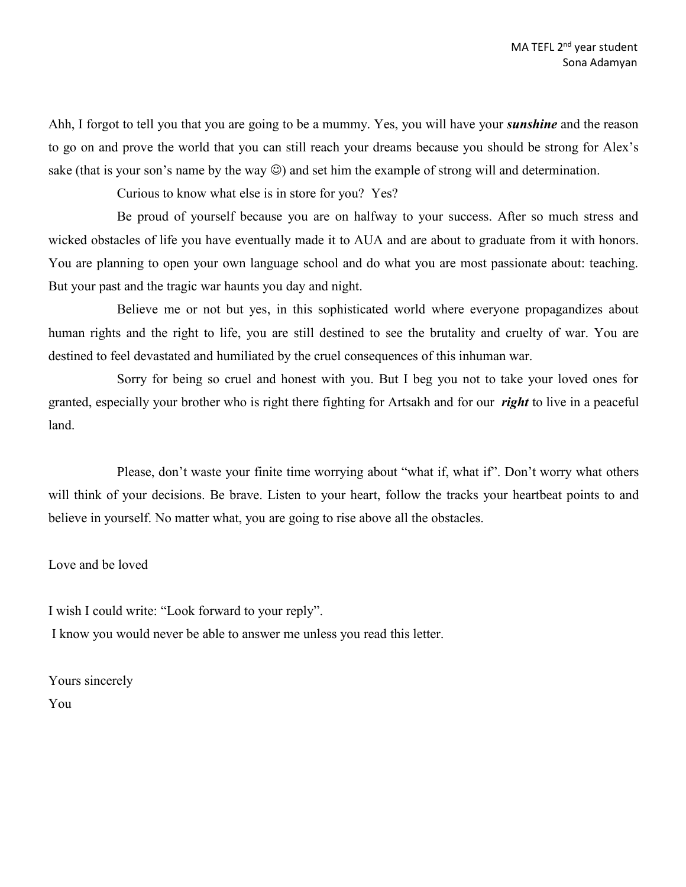Ahh, I forgot to tell you that you are going to be a mummy. Yes, you will have your ***sunshine*** and the reason to go on and prove the world that you can still reach your dreams because you should be strong for Alex's sake (that is your son's name by the way ☺) and set him the example of strong will and determination.

Curious to know what else is in store for you?  Yes?

Be proud of yourself because you are on halfway to your success. After so much stress and wicked obstacles of life you have eventually made it to AUA and are about to graduate from it with honors. You are planning to open your own language school and do what you are most passionate about: teaching. But your past and the tragic war haunts you day and night.

Believe me or not but yes, in this sophisticated world where everyone propagandizes about human rights and the right to life, you are still destined to see the brutality and cruelty of war. You are destined to feel devastated and humiliated by the cruel consequences of this inhuman war.

Sorry for being so cruel and honest with you. But I beg you not to take your loved ones for granted, especially your brother who is right there fighting for Artsakh and for our ***right*** to live in a peaceful land.

Please, don't waste your finite time worrying about "what if, what if". Don't worry what others will think of your decisions. Be brave. Listen to your heart, follow the tracks your heartbeat points to and believe in yourself. No matter what, you are going to rise above all the obstacles.

Love and be loved

I wish I could write: "Look forward to your reply".
I know you would never be able to answer me unless you read this letter.

Yours sincerely
You